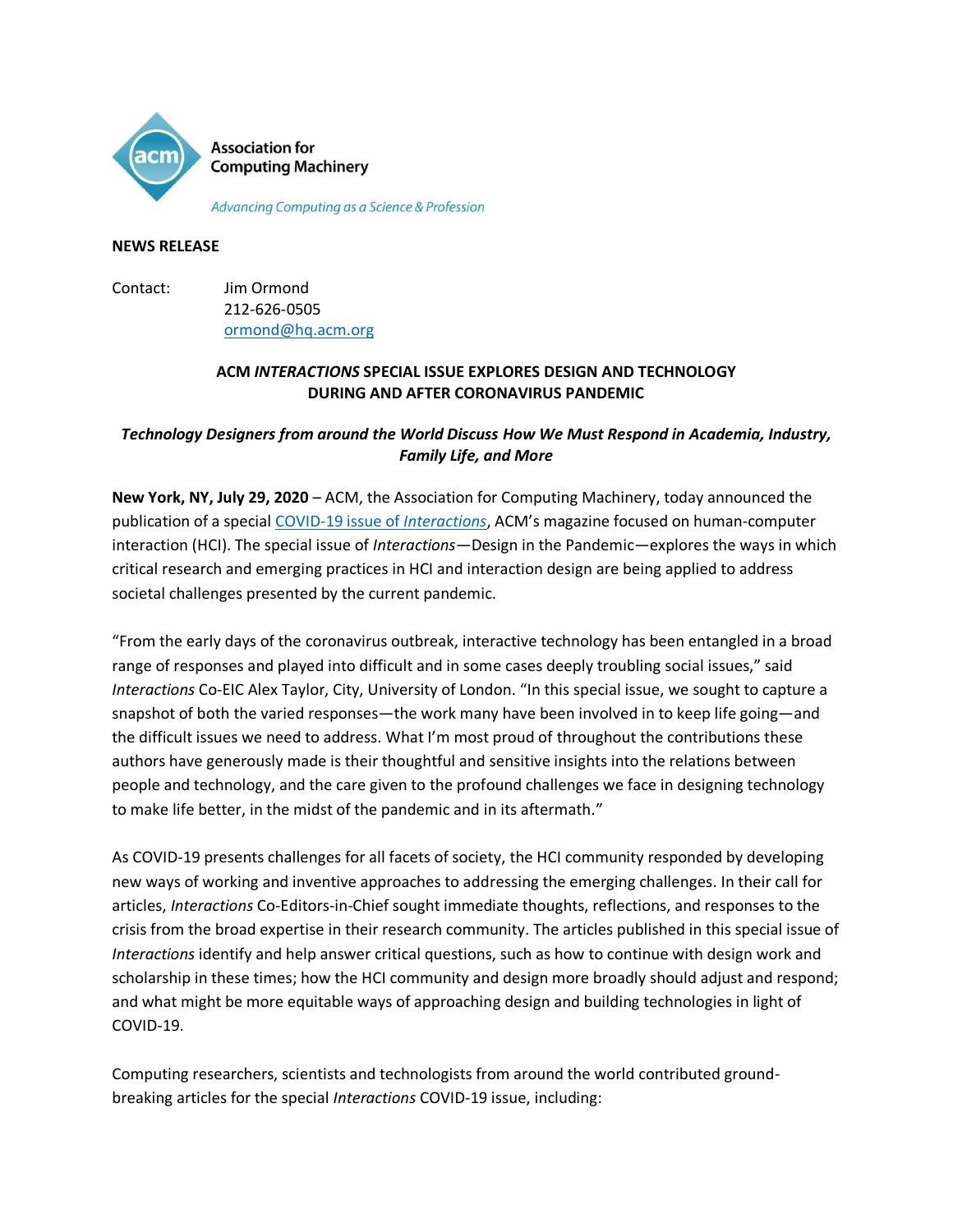Association for Computing Machinery

*Advancing Computing as a Science & Profession*

**NEWS RELEASE**

Contact: Jim Ormond
212-626-0505
ormond@hq.acm.org

## ACM *INTERACTIONS* SPECIAL ISSUE EXPLORES DESIGN AND TECHNOLOGY DURING AND AFTER CORONAVIRUS PANDEMIC

### *Technology Designers from around the World Discuss How We Must Respond in Academia, Industry, Family Life, and More*

**New York, NY, July 29, 2020** – ACM, the Association for Computing Machinery, today announced the publication of a special COVID-19 issue of *Interactions*, ACM's magazine focused on human-computer interaction (HCI). The special issue of *Interactions*—Design in the Pandemic—explores the ways in which critical research and emerging practices in HCI and interaction design are being applied to address societal challenges presented by the current pandemic.

"From the early days of the coronavirus outbreak, interactive technology has been entangled in a broad range of responses and played into difficult and in some cases deeply troubling social issues," said *Interactions* Co-EIC Alex Taylor, City, University of London. "In this special issue, we sought to capture a snapshot of both the varied responses—the work many have been involved in to keep life going—and the difficult issues we need to address. What I'm most proud of throughout the contributions these authors have generously made is their thoughtful and sensitive insights into the relations between people and technology, and the care given to the profound challenges we face in designing technology to make life better, in the midst of the pandemic and in its aftermath."

As COVID-19 presents challenges for all facets of society, the HCI community responded by developing new ways of working and inventive approaches to addressing the emerging challenges. In their call for articles, *Interactions* Co-Editors-in-Chief sought immediate thoughts, reflections, and responses to the crisis from the broad expertise in their research community. The articles published in this special issue of *Interactions* identify and help answer critical questions, such as how to continue with design work and scholarship in these times; how the HCI community and design more broadly should adjust and respond; and what might be more equitable ways of approaching design and building technologies in light of COVID-19.

Computing researchers, scientists and technologists from around the world contributed ground-breaking articles for the special *Interactions* COVID-19 issue, including: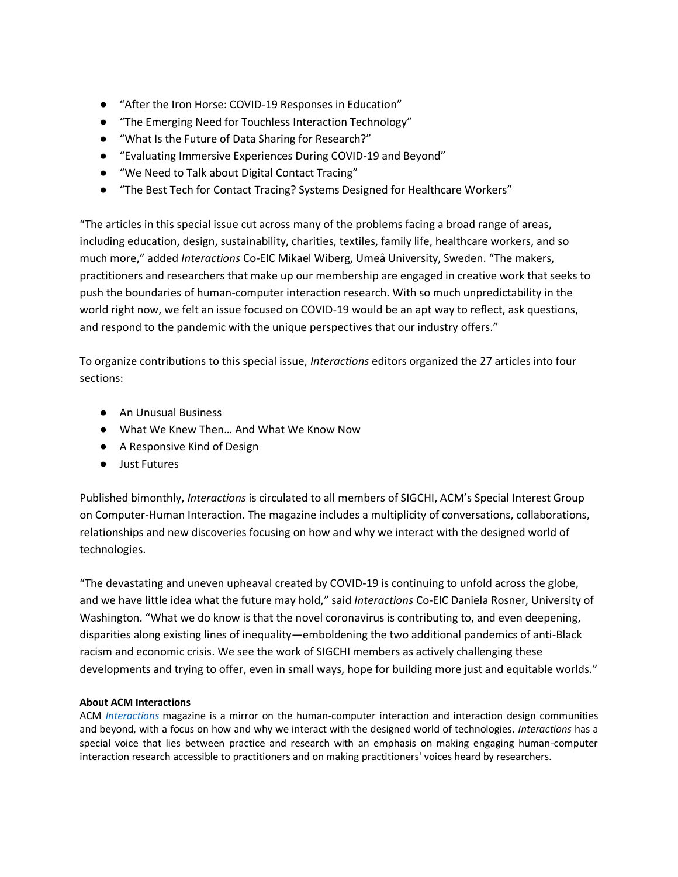- "After the Iron Horse: COVID-19 Responses in Education"
- "The Emerging Need for Touchless Interaction Technology"
- "What Is the Future of Data Sharing for Research?"
- "Evaluating Immersive Experiences During COVID-19 and Beyond"
- "We Need to Talk about Digital Contact Tracing"
- "The Best Tech for Contact Tracing? Systems Designed for Healthcare Workers"

"The articles in this special issue cut across many of the problems facing a broad range of areas, including education, design, sustainability, charities, textiles, family life, healthcare workers, and so much more," added *Interactions* Co-EIC Mikael Wiberg, Umeå University, Sweden. "The makers, practitioners and researchers that make up our membership are engaged in creative work that seeks to push the boundaries of human-computer interaction research. With so much unpredictability in the world right now, we felt an issue focused on COVID-19 would be an apt way to reflect, ask questions, and respond to the pandemic with the unique perspectives that our industry offers."

To organize contributions to this special issue, *Interactions* editors organized the 27 articles into four sections:

- An Unusual Business
- What We Knew Then… And What We Know Now
- A Responsive Kind of Design
- Just Futures

Published bimonthly, *Interactions* is circulated to all members of SIGCHI, ACM's Special Interest Group on Computer-Human Interaction. The magazine includes a multiplicity of conversations, collaborations, relationships and new discoveries focusing on how and why we interact with the designed world of technologies.

"The devastating and uneven upheaval created by COVID-19 is continuing to unfold across the globe, and we have little idea what the future may hold," said *Interactions* Co-EIC Daniela Rosner, University of Washington. "What we do know is that the novel coronavirus is contributing to, and even deepening, disparities along existing lines of inequality—emboldening the two additional pandemics of anti-Black racism and economic crisis. We see the work of SIGCHI members as actively challenging these developments and trying to offer, even in small ways, hope for building more just and equitable worlds."

**About ACM Interactions**

ACM *Interactions* magazine is a mirror on the human-computer interaction and interaction design communities and beyond, with a focus on how and why we interact with the designed world of technologies. *Interactions* has a special voice that lies between practice and research with an emphasis on making engaging human-computer interaction research accessible to practitioners and on making practitioners' voices heard by researchers.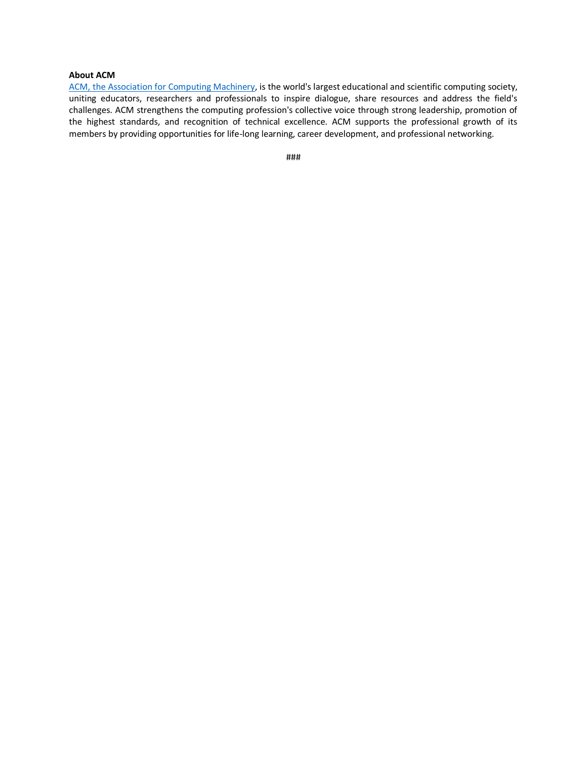**About ACM**

ACM, the Association for Computing Machinery, is the world's largest educational and scientific computing society, uniting educators, researchers and professionals to inspire dialogue, share resources and address the field's challenges. ACM strengthens the computing profession's collective voice through strong leadership, promotion of the highest standards, and recognition of technical excellence. ACM supports the professional growth of its members by providing opportunities for life-long learning, career development, and professional networking.

###